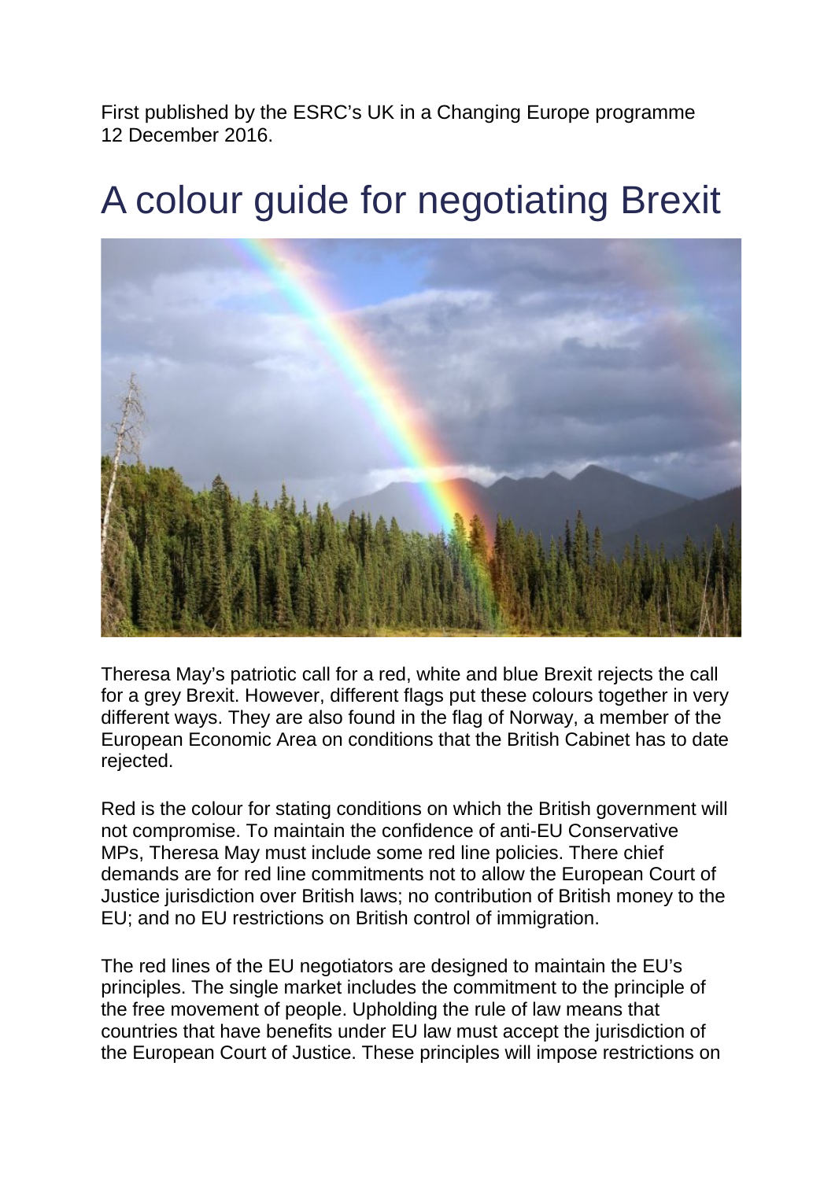First published by the ESRC's UK in a Changing Europe programme 12 December 2016.

# A colour guide for negotiating Brexit

Theresa May's patriotic call for a red, white and blue Brexit rejects the call for a grey Brexit. However, different flags put these colours together in very different ways. They are also found in the flag of Norway, a member of the European Economic Area on conditions that the British Cabinet has to date rejected.

Red is the colour for stating conditions on which the British government will not compromise. To maintain the confidence of anti-EU Conservative MPs, Theresa May must include some red line policies. There chief demands are for red line commitments not to allow the European Court of Justice jurisdiction over British laws; no contribution of British money to the EU; and no EU restrictions on British control of immigration.

The red lines of the EU negotiators are designed to maintain the EU's principles. The single market includes the commitment to the principle of the free movement of people. Upholding the rule of law means that countries that have benefits under EU law must accept the jurisdiction of the European Court of Justice. These principles will impose restrictions on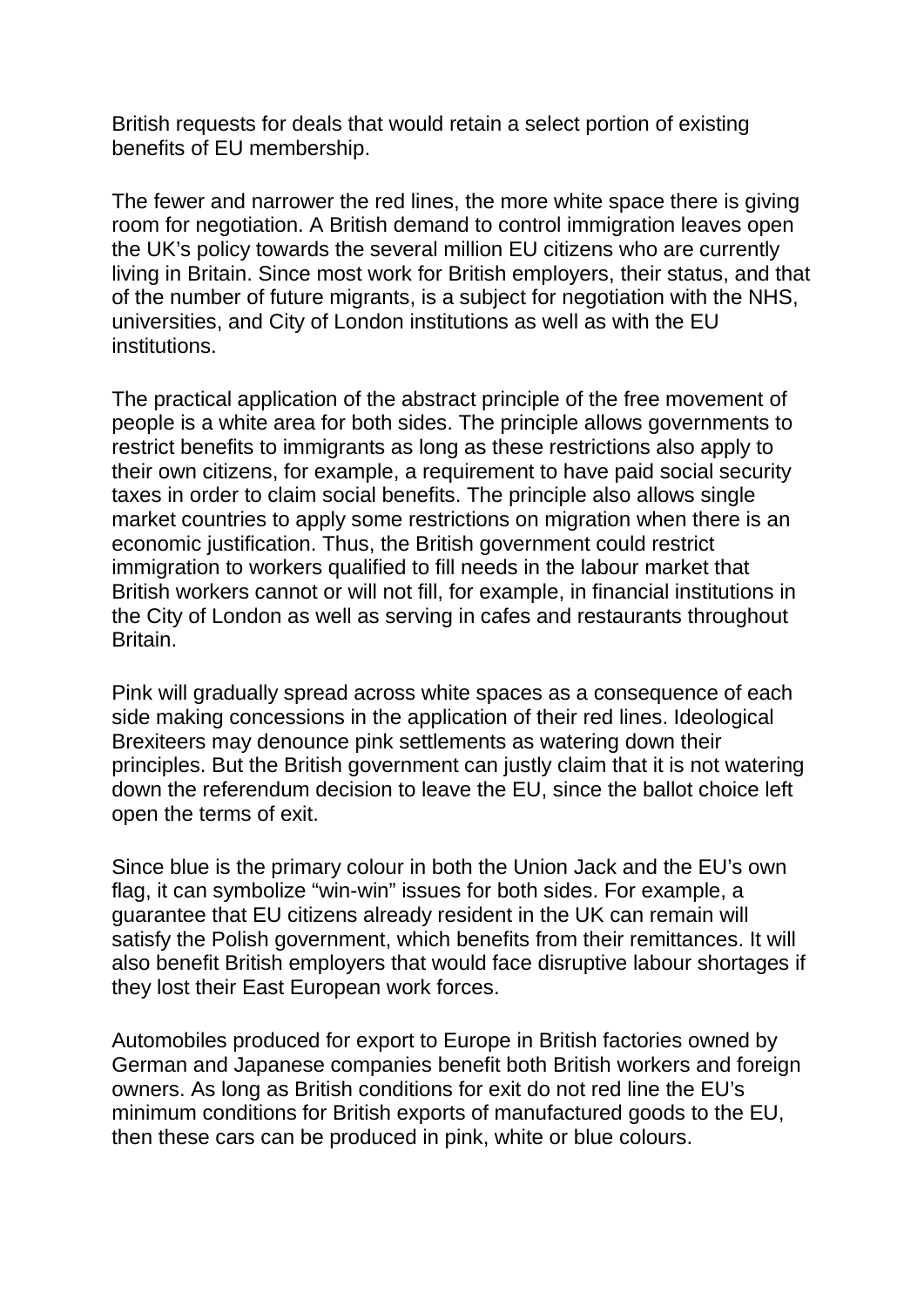British requests for deals that would retain a select portion of existing benefits of EU membership.

The fewer and narrower the red lines, the more white space there is giving room for negotiation. A British demand to control immigration leaves open the UK's policy towards the several million EU citizens who are currently living in Britain. Since most work for British employers, their status, and that of the number of future migrants, is a subject for negotiation with the NHS, universities, and City of London institutions as well as with the EU institutions.

The practical application of the abstract principle of the free movement of people is a white area for both sides. The principle allows governments to restrict benefits to immigrants as long as these restrictions also apply to their own citizens, for example, a requirement to have paid social security taxes in order to claim social benefits. The principle also allows single market countries to apply some restrictions on migration when there is an economic justification. Thus, the British government could restrict immigration to workers qualified to fill needs in the labour market that British workers cannot or will not fill, for example, in financial institutions in the City of London as well as serving in cafes and restaurants throughout Britain.

Pink will gradually spread across white spaces as a consequence of each side making concessions in the application of their red lines. Ideological Brexiteers may denounce pink settlements as watering down their principles. But the British government can justly claim that it is not watering down the referendum decision to leave the EU, since the ballot choice left open the terms of exit.

Since blue is the primary colour in both the Union Jack and the EU's own flag, it can symbolize "win-win" issues for both sides. For example, a guarantee that EU citizens already resident in the UK can remain will satisfy the Polish government, which benefits from their remittances. It will also benefit British employers that would face disruptive labour shortages if they lost their East European work forces.

Automobiles produced for export to Europe in British factories owned by German and Japanese companies benefit both British workers and foreign owners. As long as British conditions for exit do not red line the EU's minimum conditions for British exports of manufactured goods to the EU, then these cars can be produced in pink, white or blue colours.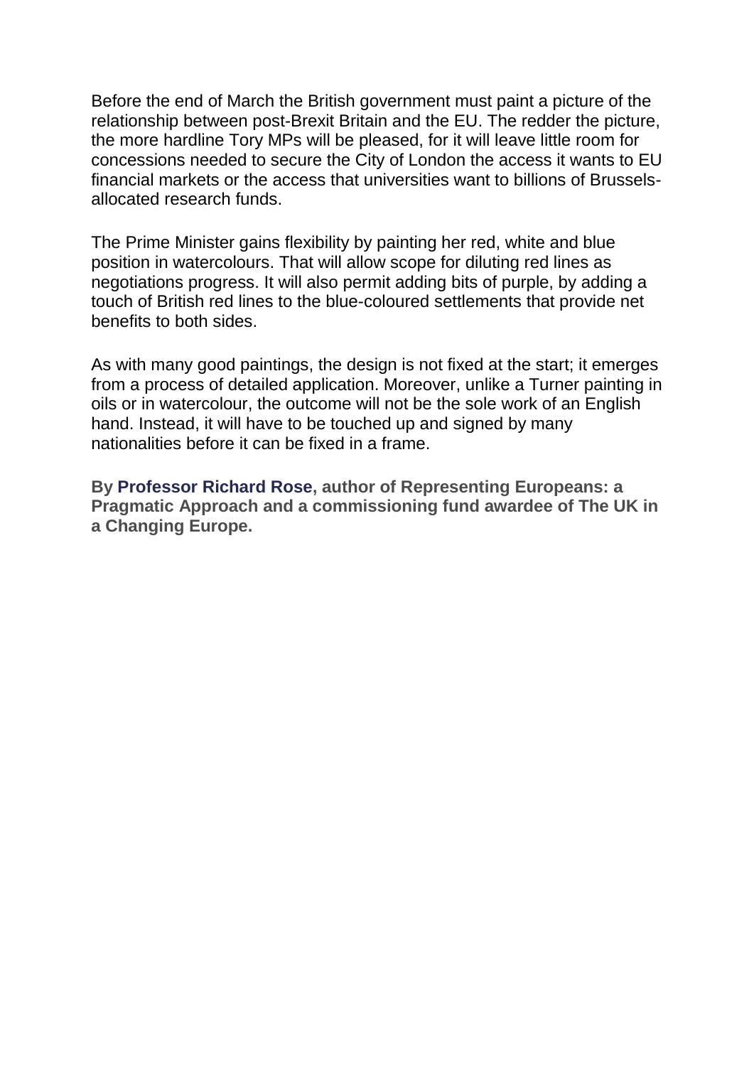Before the end of March the British government must paint a picture of the relationship between post-Brexit Britain and the EU. The redder the picture, the more hardline Tory MPs will be pleased, for it will leave little room for concessions needed to secure the City of London the access it wants to EU financial markets or the access that universities want to billions of Brussels-allocated research funds.

The Prime Minister gains flexibility by painting her red, white and blue position in watercolours. That will allow scope for diluting red lines as negotiations progress. It will also permit adding bits of purple, by adding a touch of British red lines to the blue-coloured settlements that provide net benefits to both sides.

As with many good paintings, the design is not fixed at the start; it emerges from a process of detailed application. Moreover, unlike a Turner painting in oils or in watercolour, the outcome will not be the sole work of an English hand. Instead, it will have to be touched up and signed by many nationalities before it can be fixed in a frame.

**By Professor Richard Rose, author of Representing Europeans: a Pragmatic Approach and a commissioning fund awardee of The UK in a Changing Europe.**